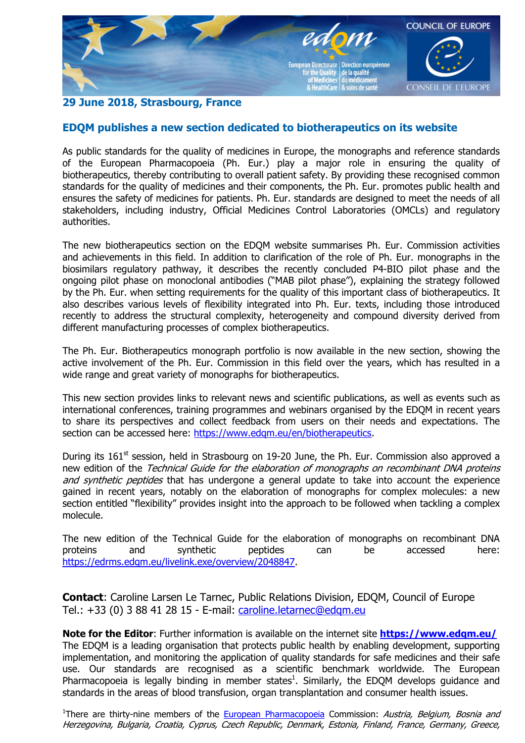**29 June 2018, Strasbourg, France**

## EDQM publishes a new section dedicated to biotherapeutics on its website

As public standards for the quality of medicines in Europe, the monographs and reference standards of the European Pharmacopoeia (Ph. Eur.) play a major role in ensuring the quality of biotherapeutics, thereby contributing to overall patient safety. By providing these recognised common standards for the quality of medicines and their components, the Ph. Eur. promotes public health and ensures the safety of medicines for patients. Ph. Eur. standards are designed to meet the needs of all stakeholders, including industry, Official Medicines Control Laboratories (OMCLs) and regulatory authorities.

The new biotherapeutics section on the EDQM website summarises Ph. Eur. Commission activities and achievements in this field. In addition to clarification of the role of Ph. Eur. monographs in the biosimilars regulatory pathway, it describes the recently concluded P4-BIO pilot phase and the ongoing pilot phase on monoclonal antibodies ("MAB pilot phase"), explaining the strategy followed by the Ph. Eur. when setting requirements for the quality of this important class of biotherapeutics. It also describes various levels of flexibility integrated into Ph. Eur. texts, including those introduced recently to address the structural complexity, heterogeneity and compound diversity derived from different manufacturing processes of complex biotherapeutics.

The Ph. Eur. Biotherapeutics monograph portfolio is now available in the new section, showing the active involvement of the Ph. Eur. Commission in this field over the years, which has resulted in a wide range and great variety of monographs for biotherapeutics.

This new section provides links to relevant news and scientific publications, as well as events such as international conferences, training programmes and webinars organised by the EDQM in recent years to share its perspectives and collect feedback from users on their needs and expectations. The section can be accessed here: https://www.edqm.eu/en/biotherapeutics.

During its 161st session, held in Strasbourg on 19-20 June, the Ph. Eur. Commission also approved a new edition of the *Technical Guide for the elaboration of monographs on recombinant DNA proteins and synthetic peptides* that has undergone a general update to take into account the experience gained in recent years, notably on the elaboration of monographs for complex molecules: a new section entitled "flexibility" provides insight into the approach to be followed when tackling a complex molecule.

The new edition of the Technical Guide for the elaboration of monographs on recombinant DNA proteins and synthetic peptides can be accessed here: https://edrms.edqm.eu/livelink.exe/overview/2048847.

**Contact**: Caroline Larsen Le Tarnec, Public Relations Division, EDQM, Council of Europe
Tel.: +33 (0) 3 88 41 28 15 - E-mail: caroline.letarnec@edqm.eu

**Note for the Editor**: Further information is available on the internet site **https://www.edqm.eu/**
The EDQM is a leading organisation that protects public health by enabling development, supporting implementation, and monitoring the application of quality standards for safe medicines and their safe use. Our standards are recognised as a scientific benchmark worldwide. The European Pharmacopoeia is legally binding in member states[1]. Similarly, the EDQM develops guidance and standards in the areas of blood transfusion, organ transplantation and consumer health issues.

[1]There are thirty-nine members of the European Pharmacopoeia Commission: *Austria, Belgium, Bosnia and Herzegovina, Bulgaria, Croatia, Cyprus, Czech Republic, Denmark, Estonia, Finland, France, Germany, Greece,*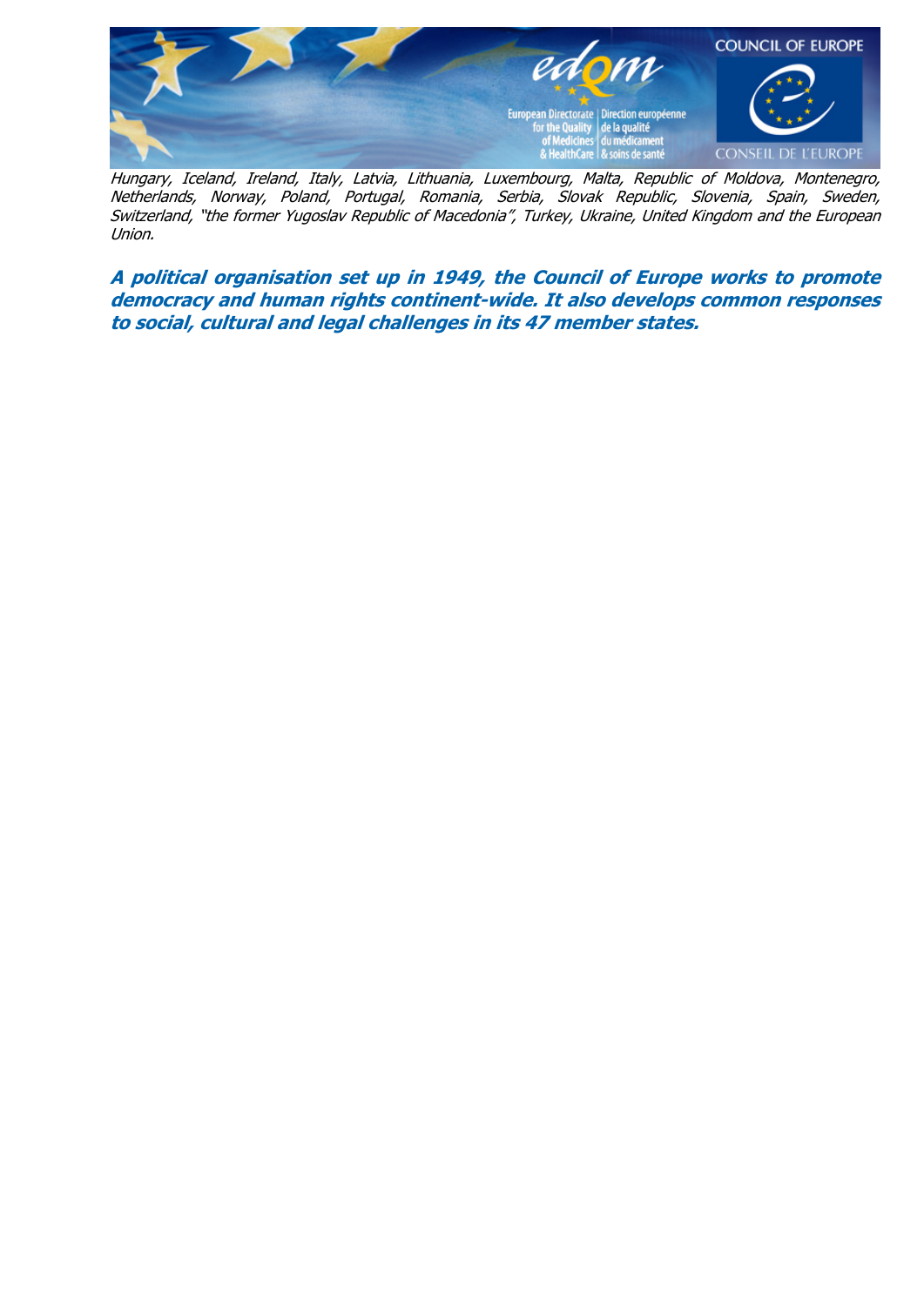*Hungary, Iceland, Ireland, Italy, Latvia, Lithuania, Luxembourg, Malta, Republic of Moldova, Montenegro, Netherlands, Norway, Poland, Portugal, Romania, Serbia, Slovak Republic, Slovenia, Spain, Sweden, Switzerland, "the former Yugoslav Republic of Macedonia", Turkey, Ukraine, United Kingdom and the European Union.*

***A political organisation set up in 1949, the Council of Europe works to promote democracy and human rights continent-wide. It also develops common responses to social, cultural and legal challenges in its 47 member states.***